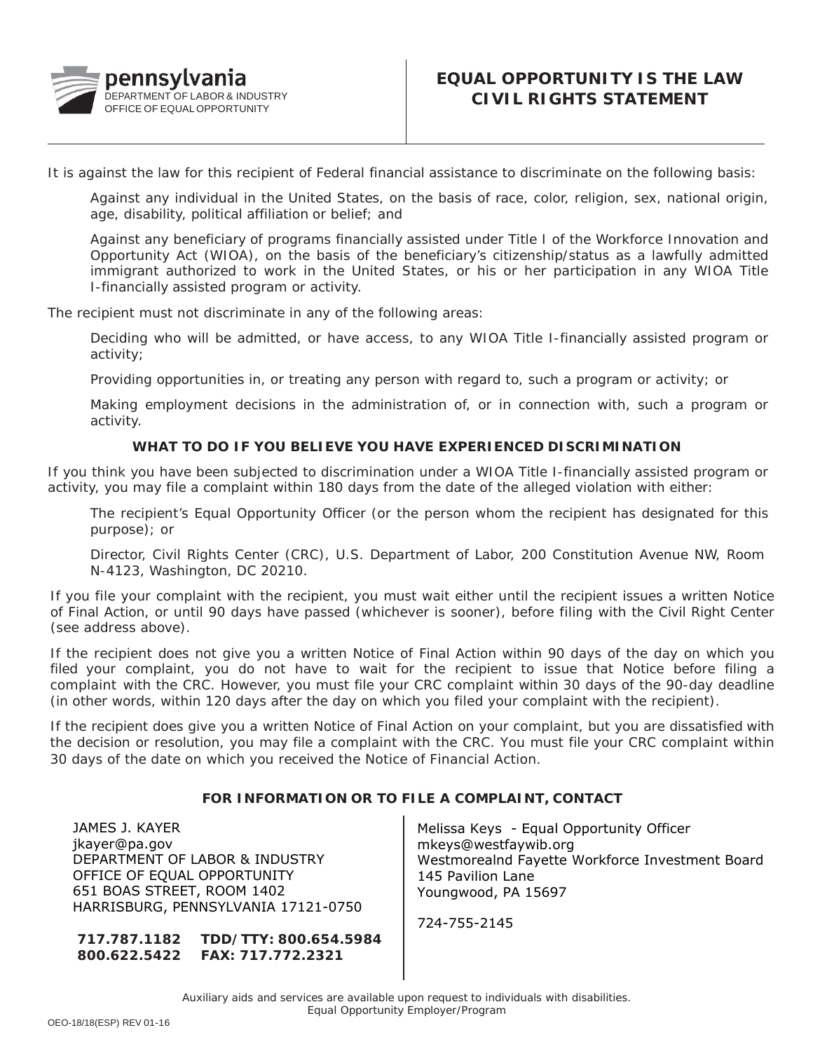pennsylvania
DEPARTMENT OF LABOR & INDUSTRY
OFFICE OF EQUAL OPPORTUNITY

# EQUAL OPPORTUNITY IS THE LAW CIVIL RIGHTS STATEMENT

It is against the law for this recipient of Federal financial assistance to discriminate on the following basis:

Against any individual in the United States, on the basis of race, color, religion, sex, national origin, age, disability, political affiliation or belief; and

Against any beneficiary of programs financially assisted under Title I of the Workforce Innovation and Opportunity Act (WIOA), on the basis of the beneficiary's citizenship/status as a lawfully admitted immigrant authorized to work in the United States, or his or her participation in any WIOA Title I-financially assisted program or activity.

The recipient must not discriminate in any of the following areas:

Deciding who will be admitted, or have access, to any WIOA Title I-financially assisted program or activity;

Providing opportunities in, or treating any person with regard to, such a program or activity; or

Making employment decisions in the administration of, or in connection with, such a program or activity.

## WHAT TO DO IF YOU BELIEVE YOU HAVE EXPERIENCED DISCRIMINATION

If you think you have been subjected to discrimination under a WIOA Title I-financially assisted program or activity, you may file a complaint within 180 days from the date of the alleged violation with either:

The recipient's Equal Opportunity Officer (or the person whom the recipient has designated for this purpose); or

Director, Civil Rights Center (CRC), U.S. Department of Labor, 200 Constitution Avenue NW, Room N-4123, Washington, DC 20210.

If you file your complaint with the recipient, you must wait either until the recipient issues a written Notice of Final Action, or until 90 days have passed (whichever is sooner), before filing with the Civil Right Center (see address above).

If the recipient does not give you a written Notice of Final Action within 90 days of the day on which you filed your complaint, you do not have to wait for the recipient to issue that Notice before filing a complaint with the CRC. However, you must file your CRC complaint within 30 days of the 90-day deadline (in other words, within 120 days after the day on which you filed your complaint with the recipient).

If the recipient does give you a written Notice of Final Action on your complaint, but you are dissatisfied with the decision or resolution, you may file a complaint with the CRC. You must file your CRC complaint within 30 days of the date on which you received the Notice of Financial Action.

## FOR INFORMATION OR TO FILE A COMPLAINT, CONTACT

JAMES J. KAYER
jkayer@pa.gov
DEPARTMENT OF LABOR & INDUSTRY
OFFICE OF EQUAL OPPORTUNITY
651 BOAS STREET, ROOM 1402
HARRISBURG, PENNSYLVANIA 17121-0750

**717.787.1182 TDD/TTY: 800.654.5984**
**800.622.5422 FAX: 717.772.2321**

Melissa Keys - Equal Opportunity Officer
mkeys@westfaywib.org
Westmorealnd Fayette Workforce Investment Board
145 Pavilion Lane
Youngwood, PA 15697

724-755-2145

*Auxiliary aids and services are available upon request to individuals with disabilities.*
*Equal Opportunity Employer/Program*

OEO-18/18(ESP) REV 01-16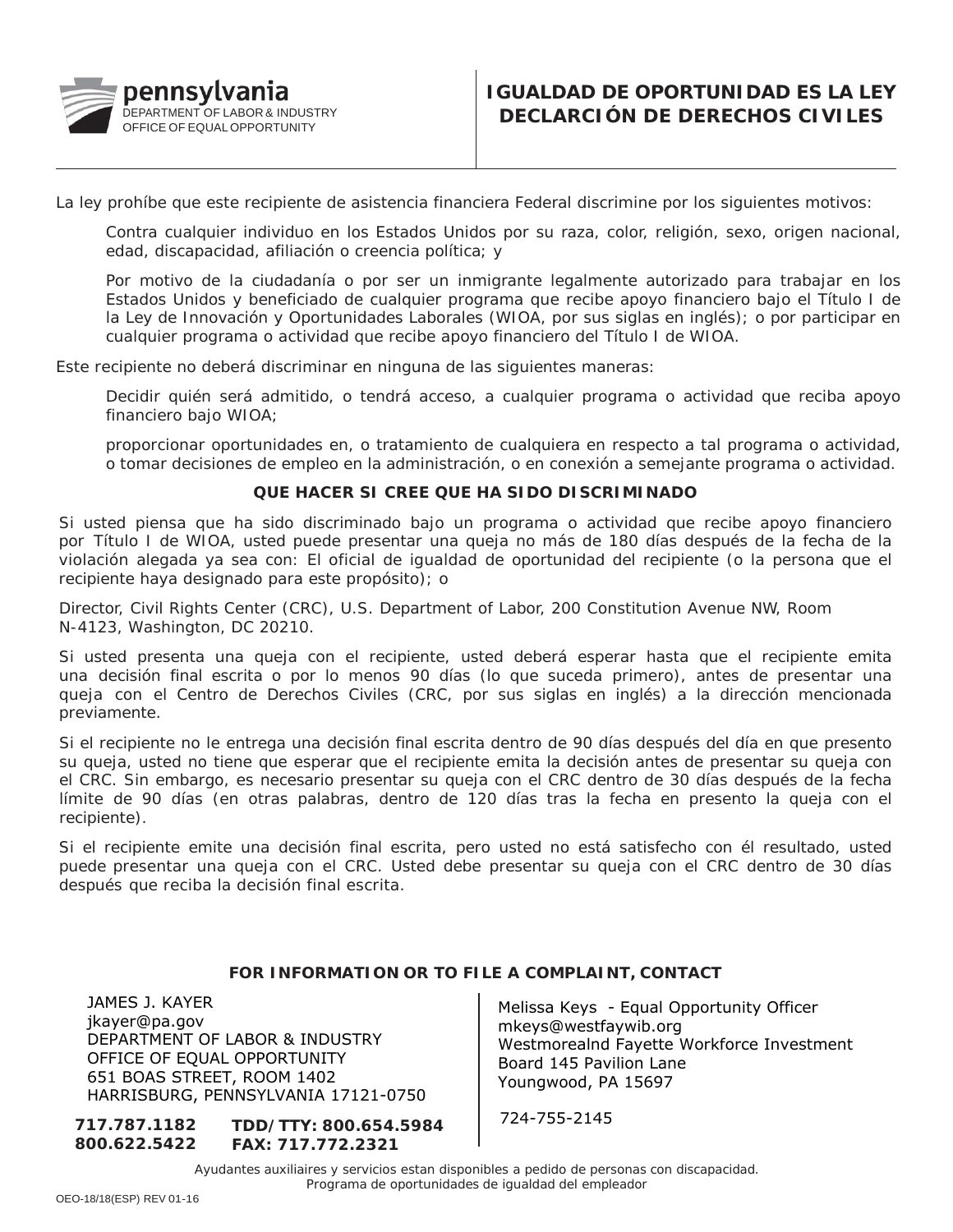pennsylvania
DEPARTMENT OF LABOR & INDUSTRY
OFFICE OF EQUAL OPPORTUNITY

# IGUALDAD DE OPORTUNIDAD ES LA LEY DECLARCIÓN DE DERECHOS CIVILES

La ley prohíbe que este recipiente de asistencia financiera Federal discrimine por los siguientes motivos:

Contra cualquier individuo en los Estados Unidos por su raza, color, religión, sexo, origen nacional, edad, discapacidad, afiliación o creencia política; y

Por motivo de la ciudadanía o por ser un inmigrante legalmente autorizado para trabajar en los Estados Unidos y beneficiado de cualquier programa que recibe apoyo financiero bajo el Título I de la Ley de Innovación y Oportunidades Laborales (WIOA, por sus siglas en inglés); o por participar en cualquier programa o actividad que recibe apoyo financiero del Título I de WIOA.

Este recipiente no deberá discriminar en ninguna de las siguientes maneras:

Decidir quién será admitido, o tendrá acceso, a cualquier programa o actividad que reciba apoyo financiero bajo WIOA;

proporcionar oportunidades en, o tratamiento de cualquiera en respecto a tal programa o actividad, o tomar decisiones de empleo en la administración, o en conexión a semejante programa o actividad.

## QUE HACER SI CREE QUE HA SIDO DISCRIMINADO

Si usted piensa que ha sido discriminado bajo un programa o actividad que recibe apoyo financiero por Título I de WIOA, usted puede presentar una queja no más de 180 días después de la fecha de la violación alegada ya sea con: El oficial de igualdad de oportunidad del recipiente (o la persona que el recipiente haya designado para este propósito); o

Director, Civil Rights Center (CRC), U.S. Department of Labor, 200 Constitution Avenue NW, Room N-4123, Washington, DC 20210.

Si usted presenta una queja con el recipiente, usted deberá esperar hasta que el recipiente emita una decisión final escrita o por lo menos 90 días (lo que suceda primero), antes de presentar una queja con el Centro de Derechos Civiles (CRC, por sus siglas en inglés) a la dirección mencionada previamente.

Si el recipiente no le entrega una decisión final escrita dentro de 90 días después del día en que presento su queja, usted no tiene que esperar que el recipiente emita la decisión antes de presentar su queja con el CRC. Sin embargo, es necesario presentar su queja con el CRC dentro de 30 días después de la fecha límite de 90 días (en otras palabras, dentro de 120 días tras la fecha en presento la queja con el recipiente).

Si el recipiente emite una decisión final escrita, pero usted no está satisfecho con él resultado, usted puede presentar una queja con el CRC. Usted debe presentar su queja con el CRC dentro de 30 días después que reciba la decisión final escrita.

## FOR INFORMATION OR TO FILE A COMPLAINT, CONTACT

JAMES J. KAYER
jkayer@pa.gov
DEPARTMENT OF LABOR & INDUSTRY
OFFICE OF EQUAL OPPORTUNITY
651 BOAS STREET, ROOM 1402
HARRISBURG, PENNSYLVANIA 17121-0750

**717.787.1182**
**800.622.5422**
**TDD/TTY: 800.654.5984**
**FAX: 717.772.2321**

Melissa Keys - Equal Opportunity Officer
mkeys@westfaywib.org
Westmorealnd Fayette Workforce Investment Board 145 Pavilion Lane
Youngwood, PA 15697

724-755-2145

Ayudantes auxiliaires y servicios estan disponibles a pedido de personas con discapacidad.
Programa de oportunidades de igualdad del empleador

OEO-18/18(ESP) REV 01-16